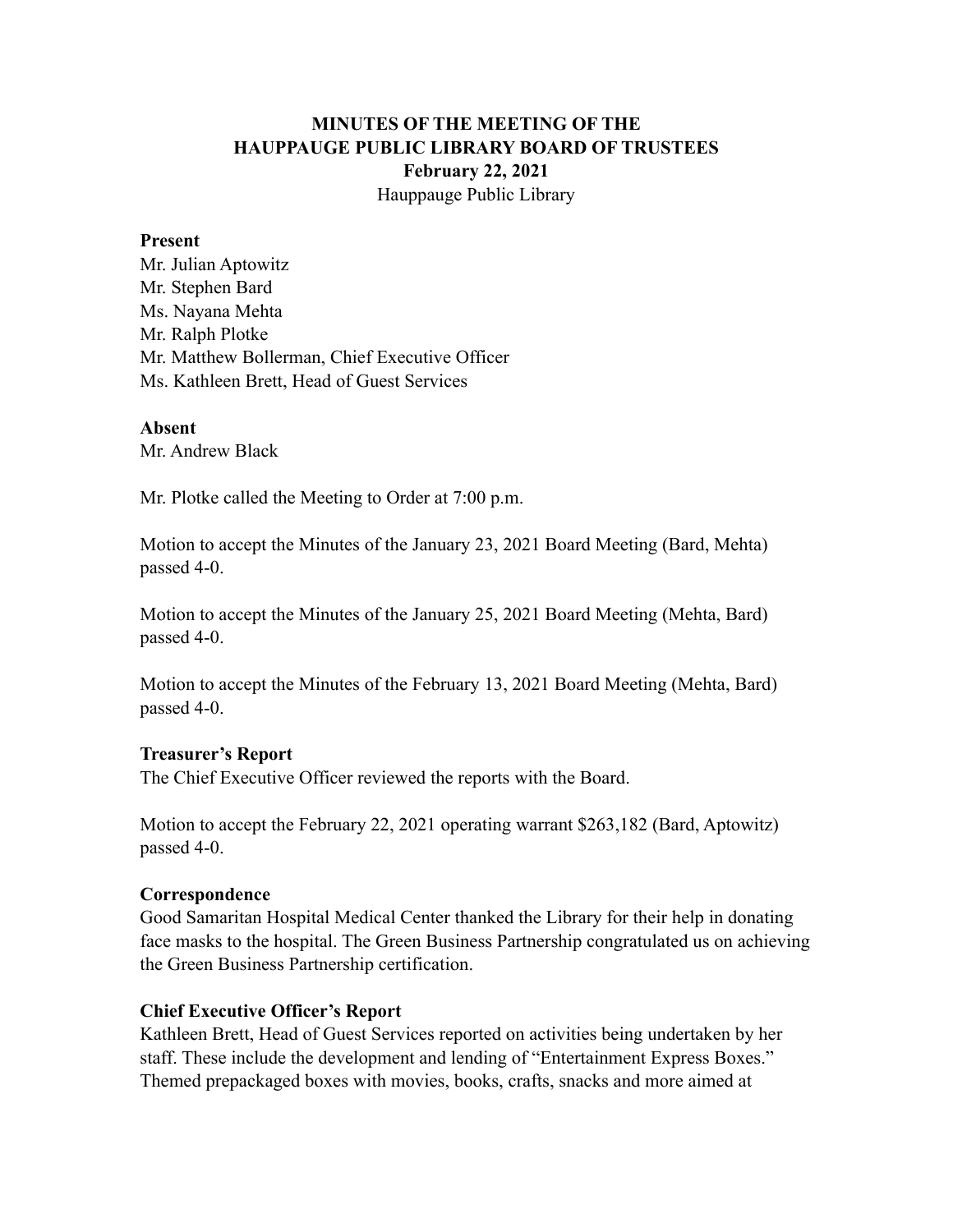# MINUTES OF THE MEETING OF THE HAUPPAUGE PUBLIC LIBRARY BOARD OF TRUSTEES

**February 22, 2021**

Hauppauge Public Library

**Present**

Mr. Julian Aptowitz
Mr. Stephen Bard
Ms. Nayana Mehta
Mr. Ralph Plotke
Mr. Matthew Bollerman, Chief Executive Officer
Ms. Kathleen Brett, Head of Guest Services

**Absent**

Mr. Andrew Black

Mr. Plotke called the Meeting to Order at 7:00 p.m.

Motion to accept the Minutes of the January 23, 2021 Board Meeting (Bard, Mehta) passed 4-0.

Motion to accept the Minutes of the January 25, 2021 Board Meeting (Mehta, Bard) passed 4-0.

Motion to accept the Minutes of the February 13, 2021 Board Meeting (Mehta, Bard) passed 4-0.

**Treasurer's Report**

The Chief Executive Officer reviewed the reports with the Board.

Motion to accept the February 22, 2021 operating warrant $263,182 (Bard, Aptowitz) passed 4-0.

**Correspondence**

Good Samaritan Hospital Medical Center thanked the Library for their help in donating face masks to the hospital. The Green Business Partnership congratulated us on achieving the Green Business Partnership certification.

**Chief Executive Officer's Report**

Kathleen Brett, Head of Guest Services reported on activities being undertaken by her staff. These include the development and lending of "Entertainment Express Boxes." Themed prepackaged boxes with movies, books, crafts, snacks and more aimed at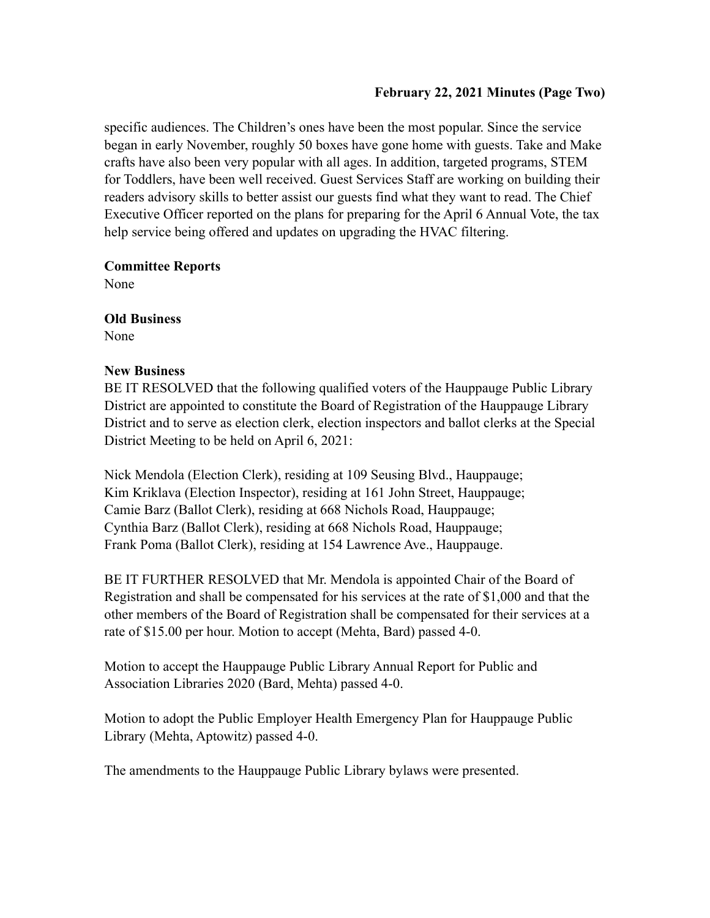specific audiences. The Children's ones have been the most popular. Since the service began in early November, roughly 50 boxes have gone home with guests. Take and Make crafts have also been very popular with all ages. In addition, targeted programs, STEM for Toddlers, have been well received. Guest Services Staff are working on building their readers advisory skills to better assist our guests find what they want to read. The Chief Executive Officer reported on the plans for preparing for the April 6 Annual Vote, the tax help service being offered and updates on upgrading the HVAC filtering.

**Committee Reports**
None

**Old Business**
None

**New Business**
BE IT RESOLVED that the following qualified voters of the Hauppauge Public Library District are appointed to constitute the Board of Registration of the Hauppauge Library District and to serve as election clerk, election inspectors and ballot clerks at the Special District Meeting to be held on April 6, 2021:

Nick Mendola (Election Clerk), residing at 109 Seusing Blvd., Hauppauge;
Kim Kriklava (Election Inspector), residing at 161 John Street, Hauppauge;
Camie Barz (Ballot Clerk), residing at 668 Nichols Road, Hauppauge;
Cynthia Barz (Ballot Clerk), residing at 668 Nichols Road, Hauppauge;
Frank Poma (Ballot Clerk), residing at 154 Lawrence Ave., Hauppauge.

BE IT FURTHER RESOLVED that Mr. Mendola is appointed Chair of the Board of Registration and shall be compensated for his services at the rate of $1,000 and that the other members of the Board of Registration shall be compensated for their services at a rate of $15.00 per hour. Motion to accept (Mehta, Bard) passed 4-0.

Motion to accept the Hauppauge Public Library Annual Report for Public and Association Libraries 2020 (Bard, Mehta) passed 4-0.

Motion to adopt the Public Employer Health Emergency Plan for Hauppauge Public Library (Mehta, Aptowitz) passed 4-0.

The amendments to the Hauppauge Public Library bylaws were presented.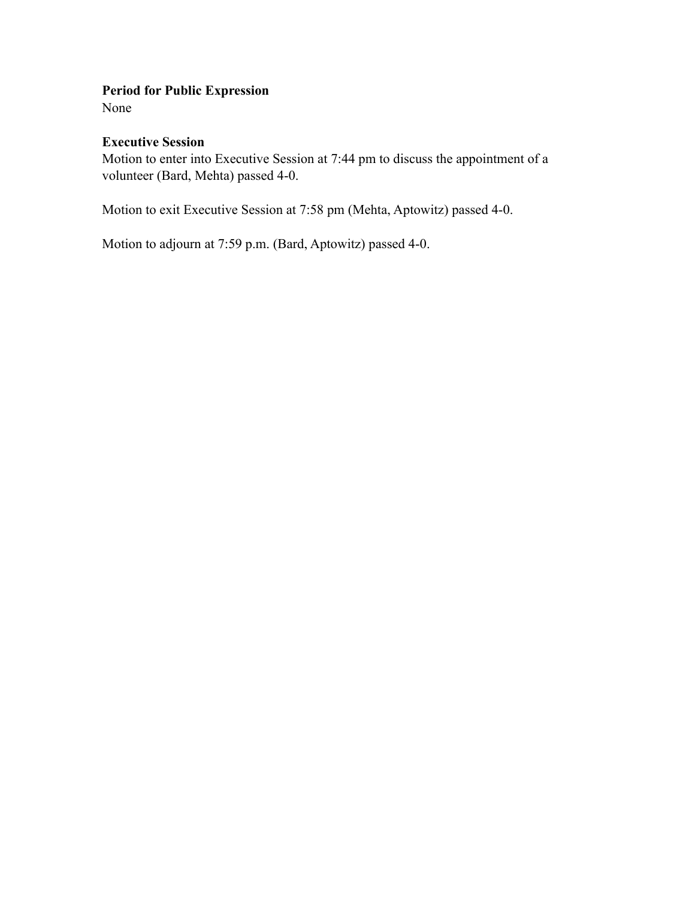**Period for Public Expression**
None

**Executive Session**
Motion to enter into Executive Session at 7:44 pm to discuss the appointment of a volunteer (Bard, Mehta) passed 4-0.

Motion to exit Executive Session at 7:58 pm (Mehta, Aptowitz) passed 4-0.

Motion to adjourn at 7:59 p.m. (Bard, Aptowitz) passed 4-0.